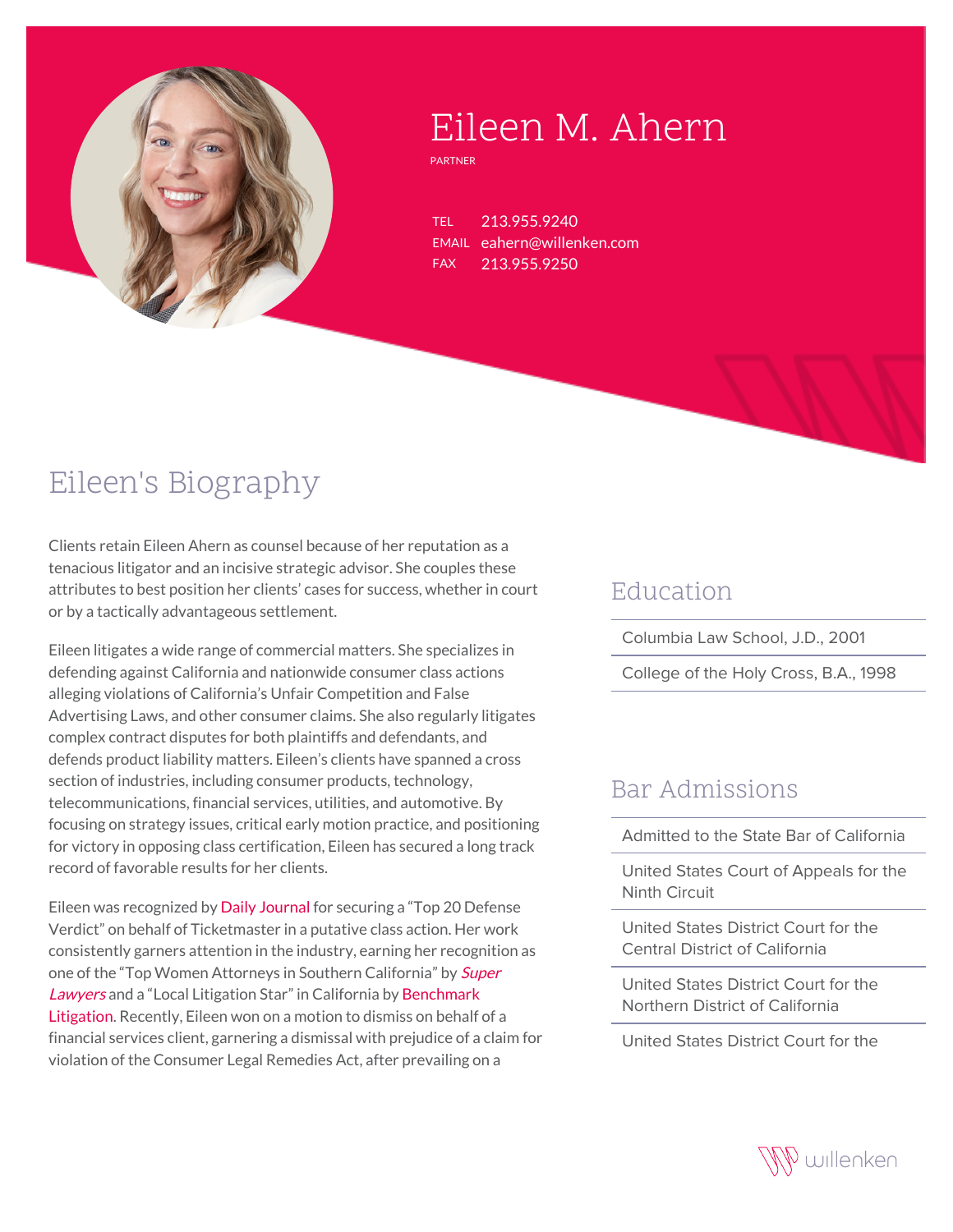# Eileen M. Ahern

PARTNER

TEL 213.955.9240
EMAIL eahern@willenken.com
FAX 213.955.9250

## Eileen's Biography

Clients retain Eileen Ahern as counsel because of her reputation as a tenacious litigator and an incisive strategic advisor. She couples these attributes to best position her clients' cases for success, whether in court or by a tactically advantageous settlement.

Eileen litigates a wide range of commercial matters. She specializes in defending against California and nationwide consumer class actions alleging violations of California's Unfair Competition and False Advertising Laws, and other consumer claims. She also regularly litigates complex contract disputes for both plaintiffs and defendants, and defends product liability matters. Eileen's clients have spanned a cross section of industries, including consumer products, technology, telecommunications, financial services, utilities, and automotive. By focusing on strategy issues, critical early motion practice, and positioning for victory in opposing class certification, Eileen has secured a long track record of favorable results for her clients.

Eileen was recognized by Daily Journal for securing a "Top 20 Defense Verdict" on behalf of Ticketmaster in a putative class action. Her work consistently garners attention in the industry, earning her recognition as one of the "Top Women Attorneys in Southern California" by *Super Lawyers* and a "Local Litigation Star" in California by Benchmark Litigation. Recently, Eileen won on a motion to dismiss on behalf of a financial services client, garnering a dismissal with prejudice of a claim for violation of the Consumer Legal Remedies Act, after prevailing on a

## Education

- Columbia Law School, J.D., 2001
- College of the Holy Cross, B.A., 1998

## Bar Admissions

- Admitted to the State Bar of California
- United States Court of Appeals for the Ninth Circuit
- United States District Court for the Central District of California
- United States District Court for the Northern District of California
- United States District Court for the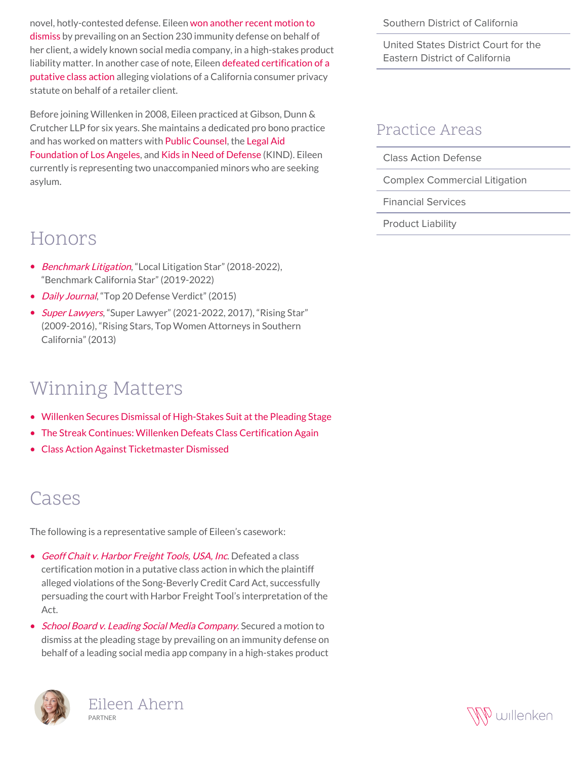novel, hotly-contested defense. Eileen won another recent motion to dismiss by prevailing on an Section 230 immunity defense on behalf of her client, a widely known social media company, in a high-stakes product liability matter. In another case of note, Eileen defeated certification of a putative class action alleging violations of a California consumer privacy statute on behalf of a retailer client.

Before joining Willenken in 2008, Eileen practiced at Gibson, Dunn & Crutcher LLP for six years. She maintains a dedicated pro bono practice and has worked on matters with Public Counsel, the Legal Aid Foundation of Los Angeles, and Kids in Need of Defense (KIND). Eileen currently is representing two unaccompanied minors who are seeking asylum.

## Honors

- *Benchmark Litigation*, "Local Litigation Star" (2018-2022), "Benchmark California Star" (2019-2022)
- *Daily Journal*, "Top 20 Defense Verdict" (2015)
- *Super Lawyers*, "Super Lawyer" (2021-2022, 2017), "Rising Star" (2009-2016), "Rising Stars, Top Women Attorneys in Southern California" (2013)

## Winning Matters

- Willenken Secures Dismissal of High-Stakes Suit at the Pleading Stage
- The Streak Continues: Willenken Defeats Class Certification Again
- Class Action Against Ticketmaster Dismissed

## Cases

The following is a representative sample of Eileen's casework:

- *Geoff Chait v. Harbor Freight Tools, USA, Inc.* Defeated a class certification motion in a putative class action in which the plaintiff alleged violations of the Song-Beverly Credit Card Act, successfully persuading the court with Harbor Freight Tool's interpretation of the Act.
- *School Board v. Leading Social Media Company.* Secured a motion to dismiss at the pleading stage by prevailing on an immunity defense on behalf of a leading social media app company in a high-stakes product

Southern District of California

United States District Court for the Eastern District of California

## Practice Areas

- Class Action Defense
- Complex Commercial Litigation
- Financial Services
- Product Liability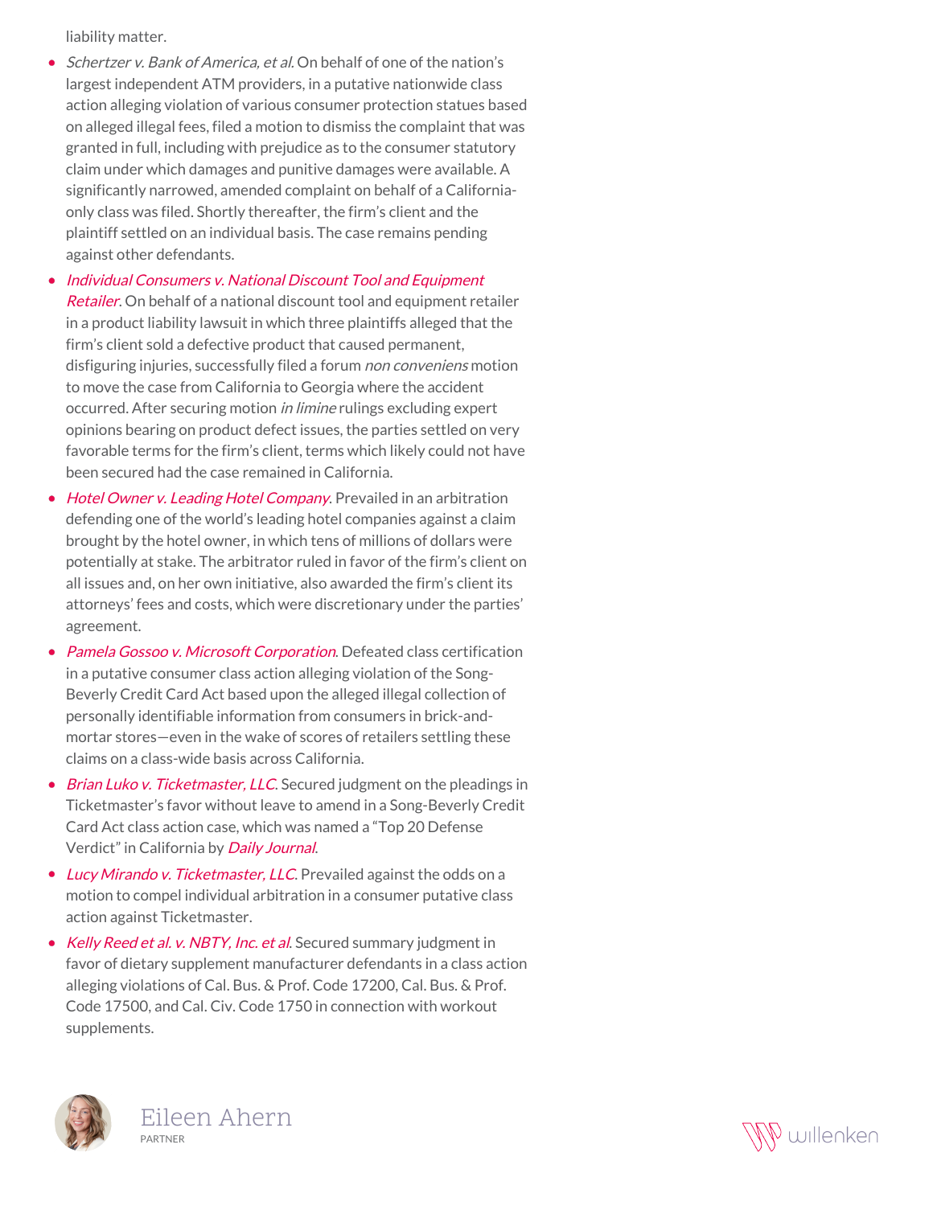liability matter.

- *Schertzer v. Bank of America, et al.* On behalf of one of the nation's largest independent ATM providers, in a putative nationwide class action alleging violation of various consumer protection statues based on alleged illegal fees, filed a motion to dismiss the complaint that was granted in full, including with prejudice as to the consumer statutory claim under which damages and punitive damages were available. A significantly narrowed, amended complaint on behalf of a California-only class was filed. Shortly thereafter, the firm's client and the plaintiff settled on an individual basis. The case remains pending against other defendants.
- *Individual Consumers v. National Discount Tool and Equipment Retailer*. On behalf of a national discount tool and equipment retailer in a product liability lawsuit in which three plaintiffs alleged that the firm's client sold a defective product that caused permanent, disfiguring injuries, successfully filed a forum *non conveniens* motion to move the case from California to Georgia where the accident occurred. After securing motion *in limine* rulings excluding expert opinions bearing on product defect issues, the parties settled on very favorable terms for the firm's client, terms which likely could not have been secured had the case remained in California.
- *Hotel Owner v. Leading Hotel Company*. Prevailed in an arbitration defending one of the world's leading hotel companies against a claim brought by the hotel owner, in which tens of millions of dollars were potentially at stake. The arbitrator ruled in favor of the firm's client on all issues and, on her own initiative, also awarded the firm's client its attorneys' fees and costs, which were discretionary under the parties' agreement.
- *Pamela Gossoo v. Microsoft Corporation*. Defeated class certification in a putative consumer class action alleging violation of the Song-Beverly Credit Card Act based upon the alleged illegal collection of personally identifiable information from consumers in brick-and-mortar stores—even in the wake of scores of retailers settling these claims on a class-wide basis across California.
- *Brian Luko v. Ticketmaster, LLC*. Secured judgment on the pleadings in Ticketmaster's favor without leave to amend in a Song-Beverly Credit Card Act class action case, which was named a "Top 20 Defense Verdict" in California by *Daily Journal*.
- *Lucy Mirando v. Ticketmaster, LLC*. Prevailed against the odds on a motion to compel individual arbitration in a consumer putative class action against Ticketmaster.
- *Kelly Reed et al. v. NBTY, Inc. et al*. Secured summary judgment in favor of dietary supplement manufacturer defendants in a class action alleging violations of Cal. Bus. & Prof. Code 17200, Cal. Bus. & Prof. Code 17500, and Cal. Civ. Code 1750 in connection with workout supplements.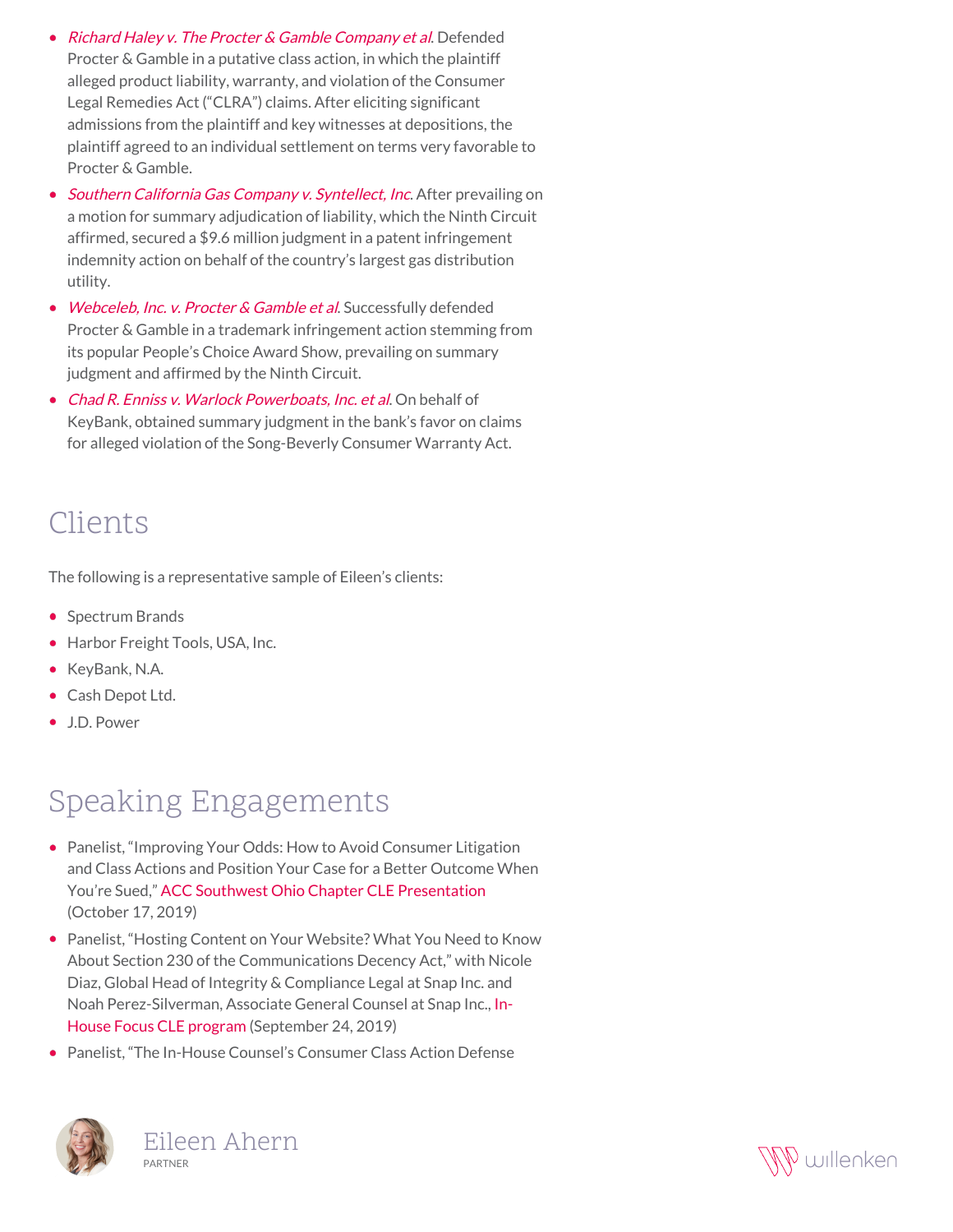- *Richard Haley v. The Procter & Gamble Company et al.* Defended Procter & Gamble in a putative class action, in which the plaintiff alleged product liability, warranty, and violation of the Consumer Legal Remedies Act ("CLRA") claims. After eliciting significant admissions from the plaintiff and key witnesses at depositions, the plaintiff agreed to an individual settlement on terms very favorable to Procter & Gamble.
- *Southern California Gas Company v. Syntellect, Inc.* After prevailing on a motion for summary adjudication of liability, which the Ninth Circuit affirmed, secured a $9.6 million judgment in a patent infringement indemnity action on behalf of the country's largest gas distribution utility.
- *Webceleb, Inc. v. Procter & Gamble et al.* Successfully defended Procter & Gamble in a trademark infringement action stemming from its popular People's Choice Award Show, prevailing on summary judgment and affirmed by the Ninth Circuit.
- *Chad R. Enniss v. Warlock Powerboats, Inc. et al.* On behalf of KeyBank, obtained summary judgment in the bank's favor on claims for alleged violation of the Song-Beverly Consumer Warranty Act.

## Clients

The following is a representative sample of Eileen's clients:

- Spectrum Brands
- Harbor Freight Tools, USA, Inc.
- KeyBank, N.A.
- Cash Depot Ltd.
- J.D. Power

## Speaking Engagements

- Panelist, "Improving Your Odds: How to Avoid Consumer Litigation and Class Actions and Position Your Case for a Better Outcome When You're Sued," ACC Southwest Ohio Chapter CLE Presentation (October 17, 2019)
- Panelist, "Hosting Content on Your Website? What You Need to Know About Section 230 of the Communications Decency Act," with Nicole Diaz, Global Head of Integrity & Compliance Legal at Snap Inc. and Noah Perez-Silverman, Associate General Counsel at Snap Inc., In-House Focus CLE program (September 24, 2019)
- Panelist, "The In-House Counsel's Consumer Class Action Defense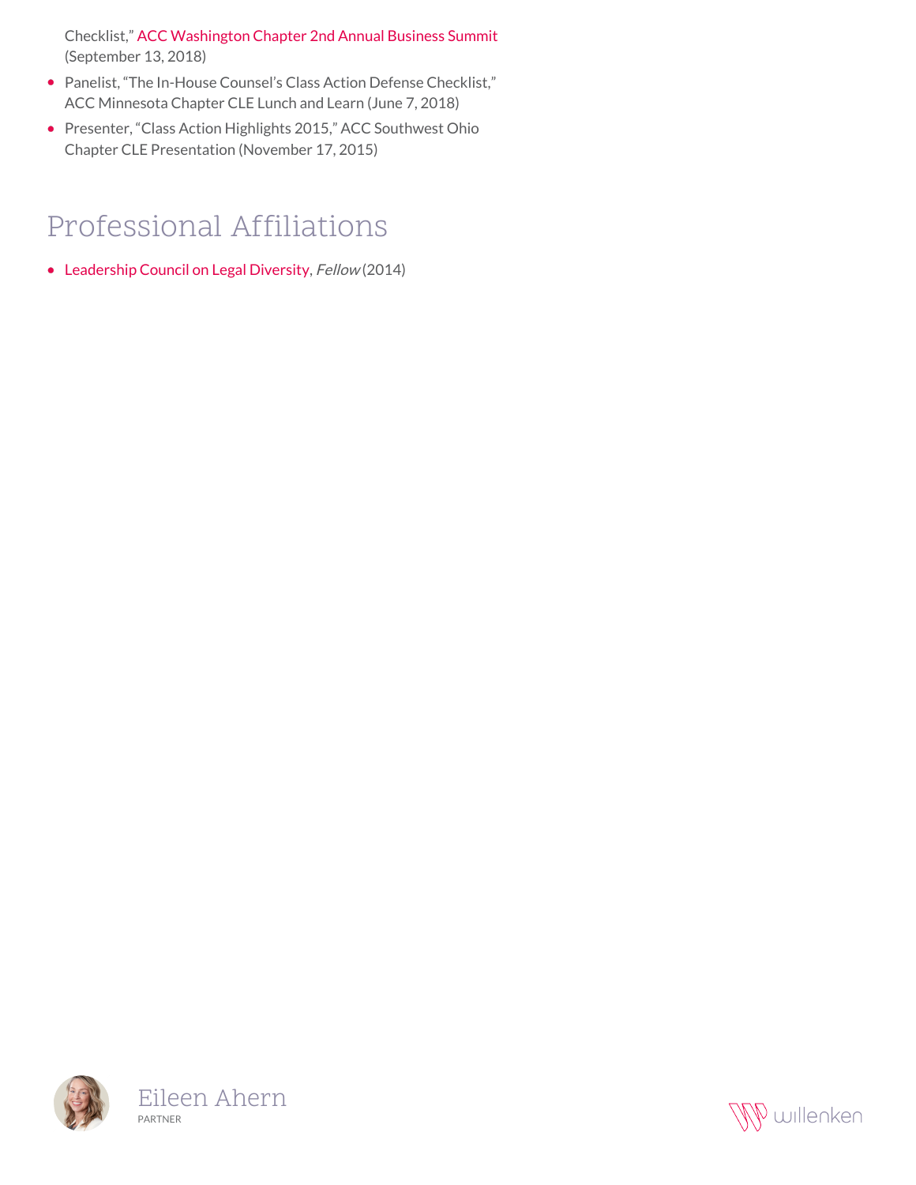Checklist," ACC Washington Chapter 2nd Annual Business Summit (September 13, 2018)

- Panelist, "The In-House Counsel's Class Action Defense Checklist," ACC Minnesota Chapter CLE Lunch and Learn (June 7, 2018)
- Presenter, "Class Action Highlights 2015," ACC Southwest Ohio Chapter CLE Presentation (November 17, 2015)

## Professional Affiliations

- Leadership Council on Legal Diversity, *Fellow* (2014)